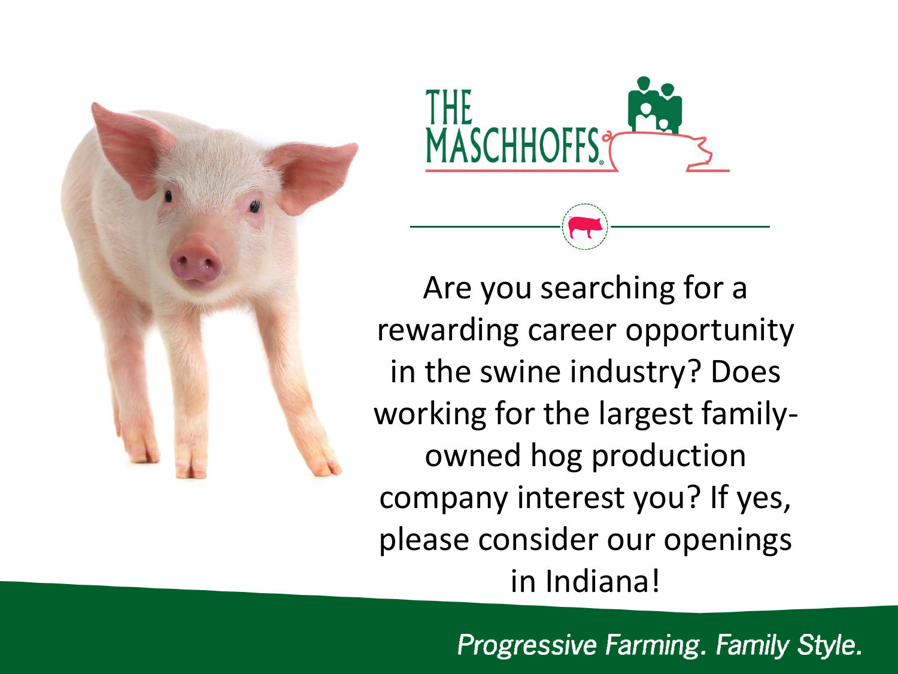THE MASCHHOFFS®

Are you searching for a rewarding career opportunity in the swine industry? Does working for the largest family-owned hog production company interest you? If yes, please consider our openings in Indiana!

*Progressive Farming. Family Style.*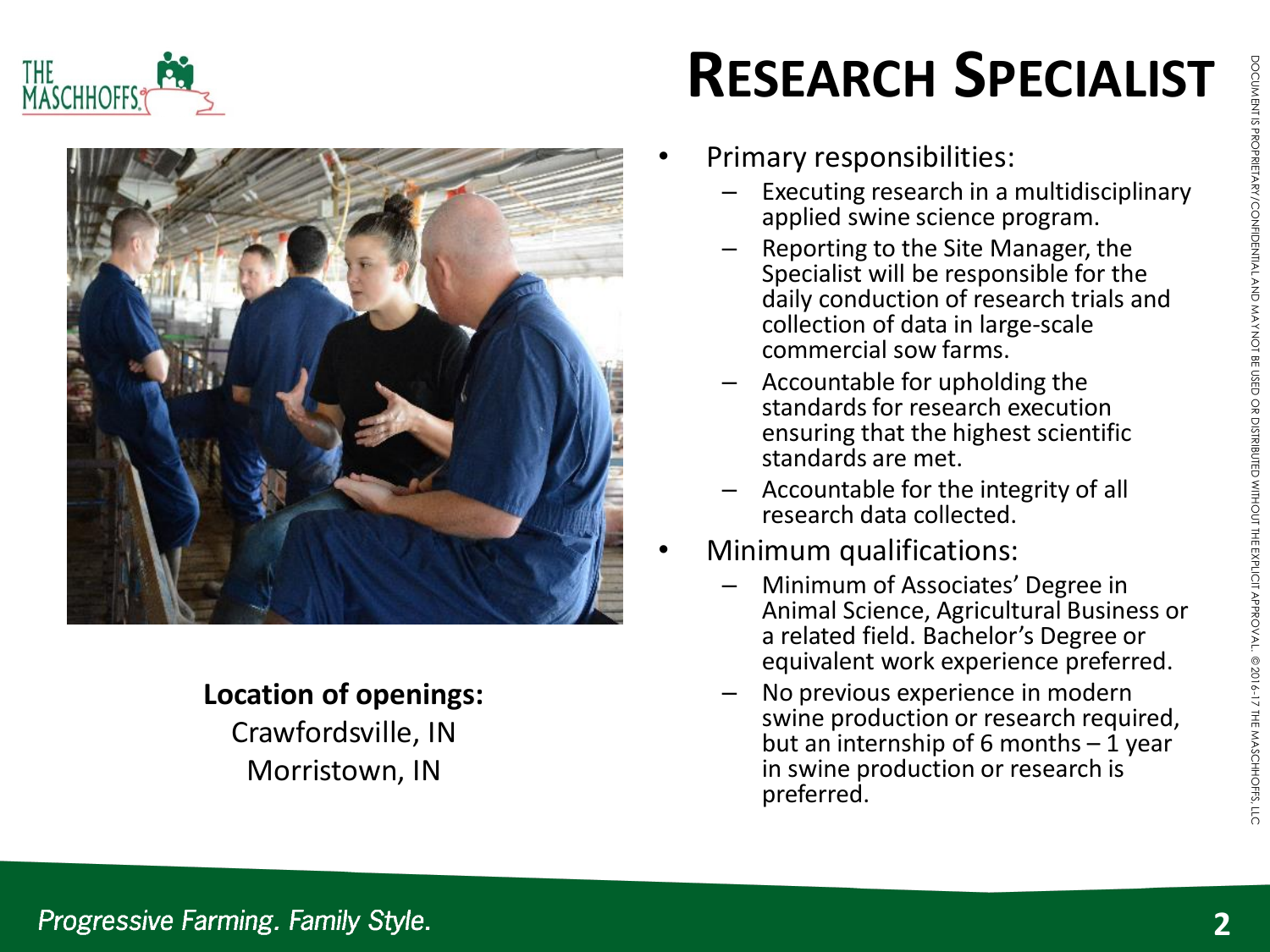# RESEARCH SPECIALIST

**Location of openings:**

Crawfordsville, IN

Morristown, IN

- Primary responsibilities:
  - Executing research in a multidisciplinary applied swine science program.
  - Reporting to the Site Manager, the Specialist will be responsible for the daily conduction of research trials and collection of data in large-scale commercial sow farms.
  - Accountable for upholding the standards for research execution ensuring that the highest scientific standards are met.
  - Accountable for the integrity of all research data collected.
- Minimum qualifications:
  - Minimum of Associates' Degree in Animal Science, Agricultural Business or a related field. Bachelor's Degree or equivalent work experience preferred.
  - No previous experience in modern swine production or research required, but an internship of 6 months – 1 year in swine production or research is preferred.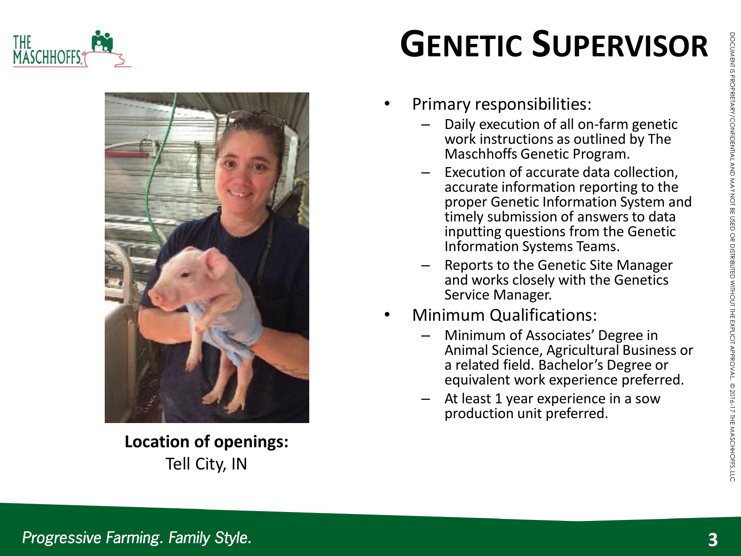# GENETIC SUPERVISOR

- Primary responsibilities:
  - Daily execution of all on-farm genetic work instructions as outlined by The Maschhoffs Genetic Program.
  - Execution of accurate data collection, accurate information reporting to the proper Genetic Information System and timely submission of answers to data inputting questions from the Genetic Information Systems Teams.
  - Reports to the Genetic Site Manager and works closely with the Genetics Service Manager.
- Minimum Qualifications:
  - Minimum of Associates' Degree in Animal Science, Agricultural Business or a related field. Bachelor's Degree or equivalent work experience preferred.
  - At least 1 year experience in a sow production unit preferred.

**Location of openings:**
Tell City, IN

DOCUMENT IS PROPRIETARY/CONFIDENTIAL AND MAY NOT BE USED OR DISTRIBUTED WITHOUT THE EXPLICIT APPROVAL. © 2016-17 THE MASCHHOFFS, LLC

*Progressive Farming. Family Style.*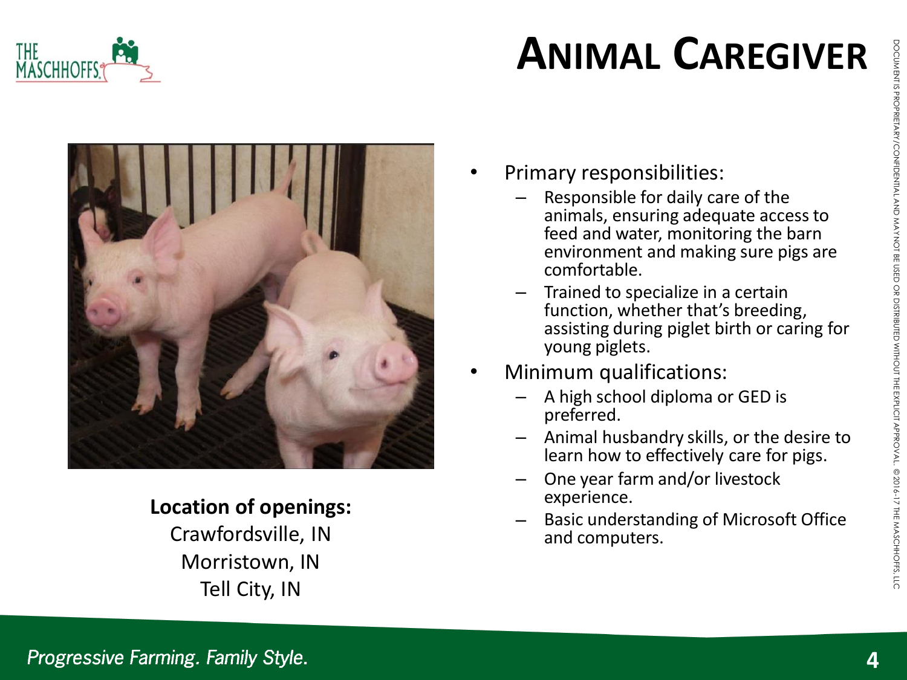# Animal Caregiver

**Location of openings:**

Crawfordsville, IN
Morristown, IN
Tell City, IN

- Primary responsibilities:
  - Responsible for daily care of the animals, ensuring adequate access to feed and water, monitoring the barn environment and making sure pigs are comfortable.
  - Trained to specialize in a certain function, whether that's breeding, assisting during piglet birth or caring for young piglets.
- Minimum qualifications:
  - A high school diploma or GED is preferred.
  - Animal husbandry skills, or the desire to learn how to effectively care for pigs.
  - One year farm and/or livestock experience.
  - Basic understanding of Microsoft Office and computers.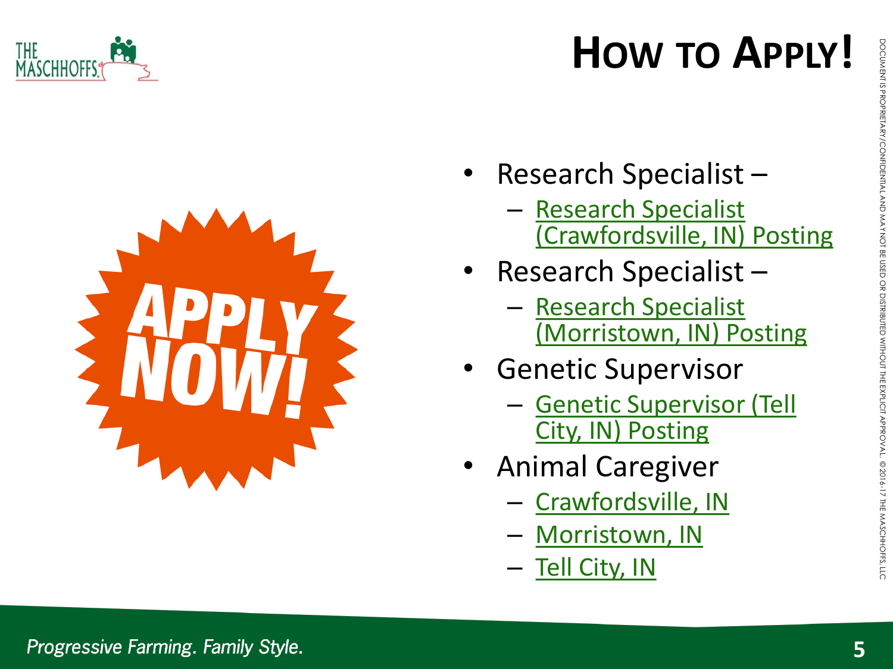# How to Apply!

APPLY NOW!

- Research Specialist –
  - Research Specialist (Crawfordsville, IN) Posting
- Research Specialist –
  - Research Specialist (Morristown, IN) Posting
- Genetic Supervisor
  - Genetic Supervisor (Tell City, IN) Posting
- Animal Caregiver
  - Crawfordsville, IN
  - Morristown, IN
  - Tell City, IN

DOCUMENT IS PROPRIETARY/CONFIDENTIAL AND MAY NOT BE USED OR DISTRIBUTED WITHOUT THE EXPLICIT APPROVAL. © 2016-17 THE MASCHHOFFS, LLC